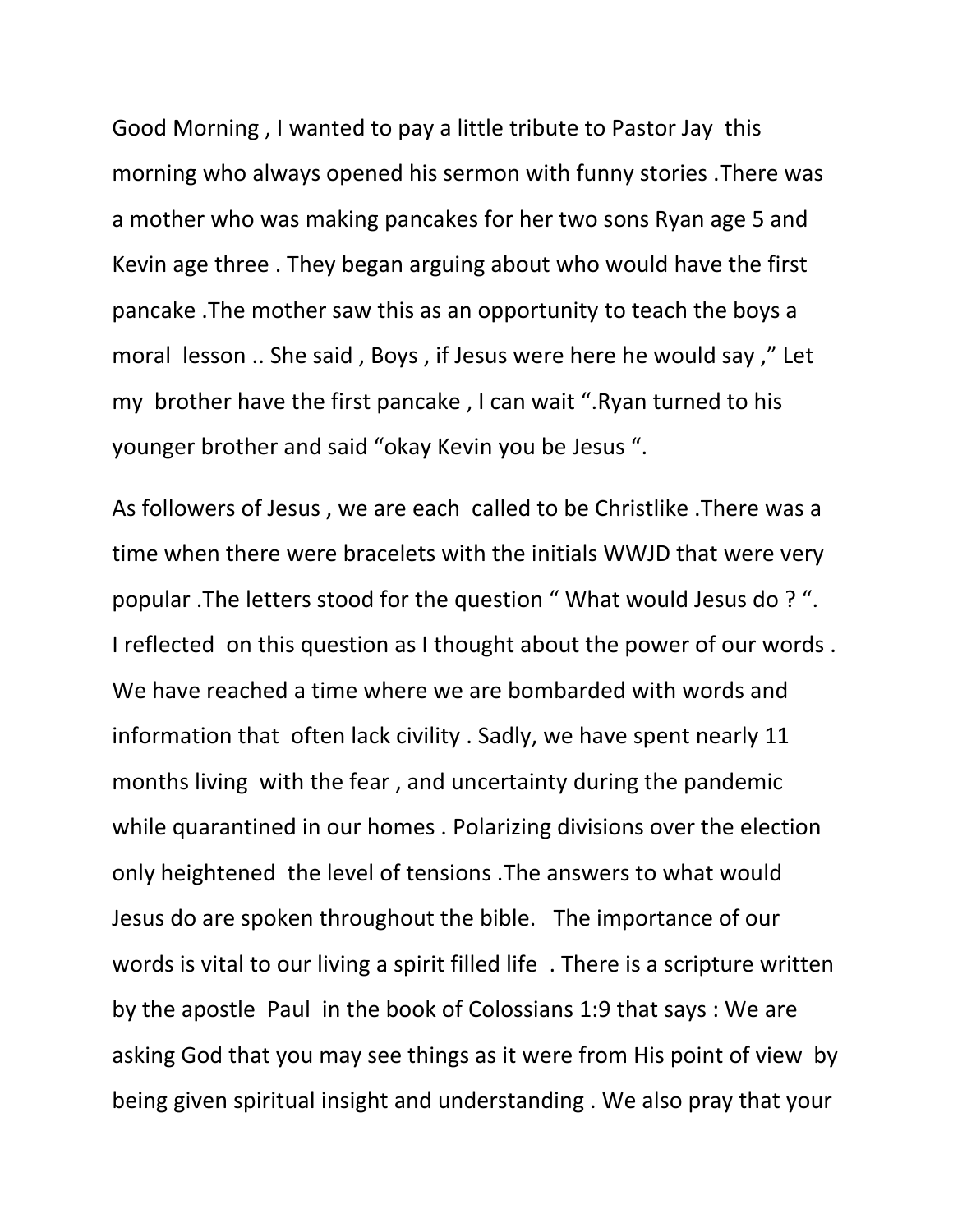Good Morning , I wanted to pay a little tribute to Pastor Jay this morning who always opened his sermon with funny stories .There was a mother who was making pancakes for her two sons Ryan age 5 and Kevin age three . They began arguing about who would have the first pancake .The mother saw this as an opportunity to teach the boys a moral lesson .. She said , Boys , if Jesus were here he would say ," Let my brother have the first pancake , I can wait ".Ryan turned to his younger brother and said "okay Kevin you be Jesus ".

As followers of Jesus , we are each called to be Christlike .There was a time when there were bracelets with the initials WWJD that were very popular .The letters stood for the question " What would Jesus do ? ". I reflected on this question as I thought about the power of our words . We have reached a time where we are bombarded with words and information that often lack civility . Sadly, we have spent nearly 11 months living with the fear , and uncertainty during the pandemic while quarantined in our homes . Polarizing divisions over the election only heightened the level of tensions .The answers to what would Jesus do are spoken throughout the bible. The importance of our words is vital to our living a spirit filled life . There is a scripture written by the apostle Paul in the book of Colossians 1:9 that says : We are asking God that you may see things as it were from His point of view by being given spiritual insight and understanding . We also pray that your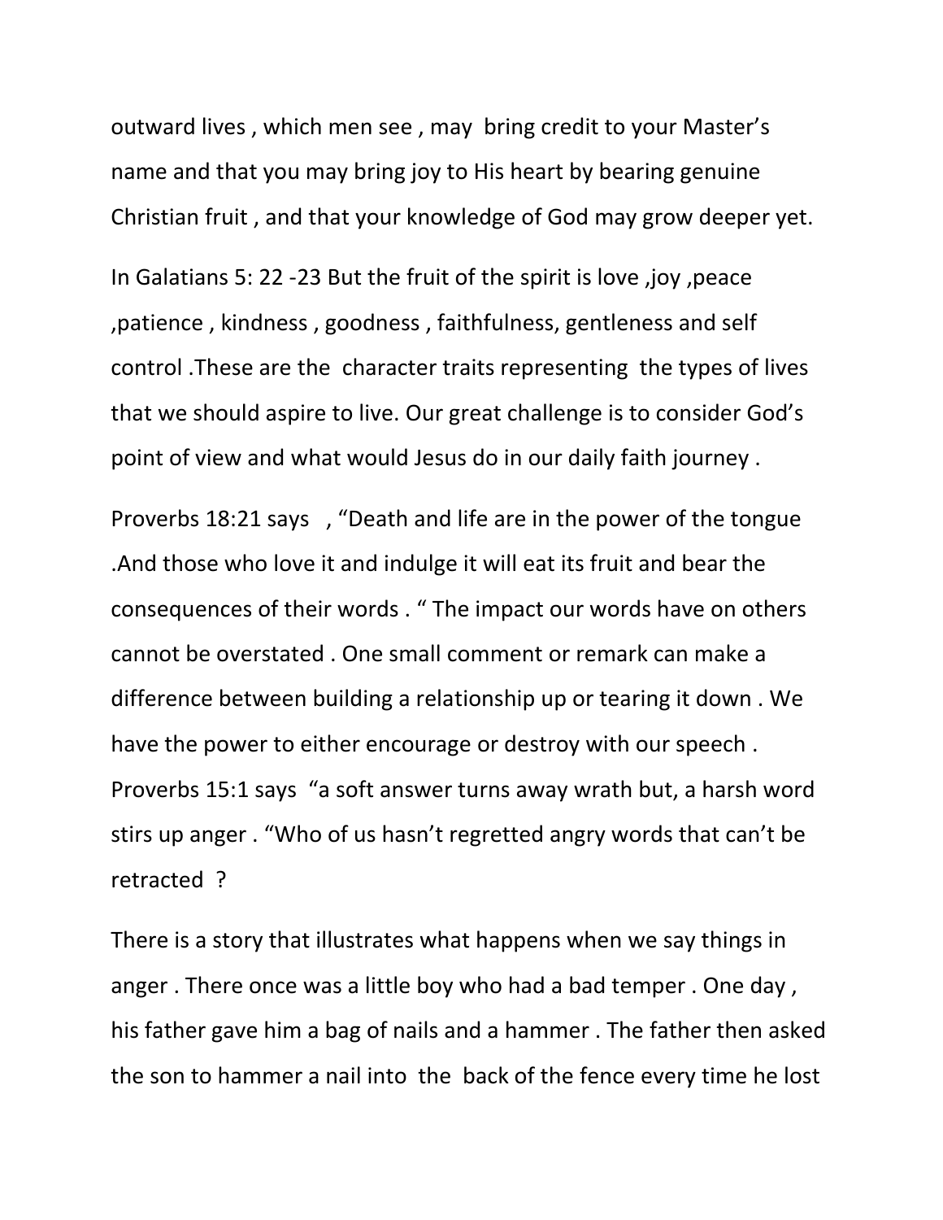outward lives , which men see , may bring credit to your Master's name and that you may bring joy to His heart by bearing genuine Christian fruit , and that your knowledge of God may grow deeper yet.

In Galatians 5: 22 -23 But the fruit of the spirit is love ,joy ,peace ,patience , kindness , goodness , faithfulness, gentleness and self control .These are the character traits representing the types of lives that we should aspire to live. Our great challenge is to consider God's point of view and what would Jesus do in our daily faith journey .

Proverbs 18:21 says , "Death and life are in the power of the tongue .And those who love it and indulge it will eat its fruit and bear the consequences of their words . " The impact our words have on others cannot be overstated . One small comment or remark can make a difference between building a relationship up or tearing it down . We have the power to either encourage or destroy with our speech . Proverbs 15:1 says "a soft answer turns away wrath but, a harsh word stirs up anger . "Who of us hasn't regretted angry words that can't be retracted ?

There is a story that illustrates what happens when we say things in anger . There once was a little boy who had a bad temper . One day , his father gave him a bag of nails and a hammer . The father then asked the son to hammer a nail into the back of the fence every time he lost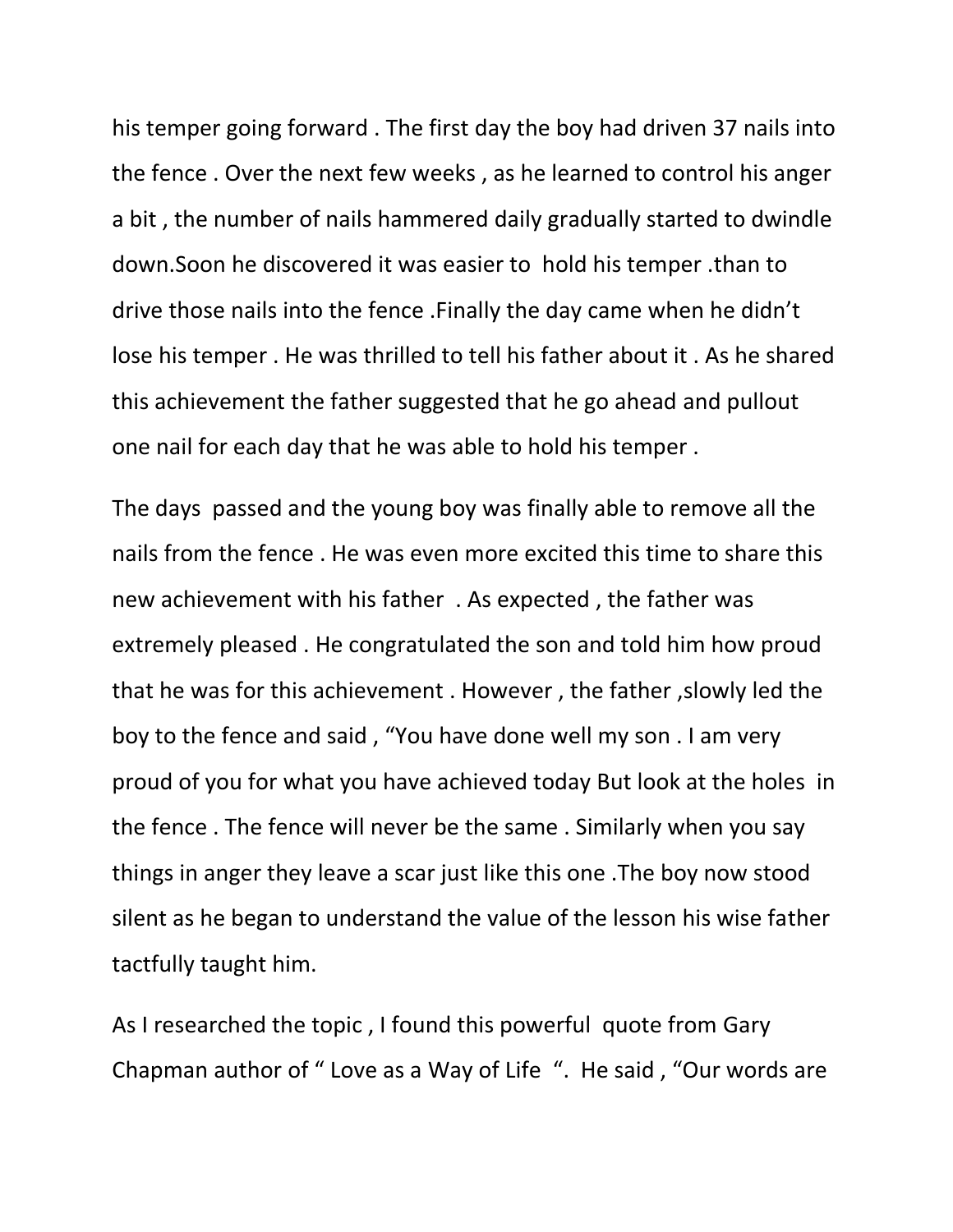his temper going forward . The first day the boy had driven 37 nails into the fence . Over the next few weeks , as he learned to control his anger a bit , the number of nails hammered daily gradually started to dwindle down.Soon he discovered it was easier to  hold his temper .than to drive those nails into the fence .Finally the day came when he didn't lose his temper . He was thrilled to tell his father about it . As he shared this achievement the father suggested that he go ahead and pullout one nail for each day that he was able to hold his temper .

The days  passed and the young boy was finally able to remove all the nails from the fence . He was even more excited this time to share this new achievement with his father  . As expected , the father was extremely pleased . He congratulated the son and told him how proud that he was for this achievement . However , the father ,slowly led the boy to the fence and said , "You have done well my son . I am very proud of you for what you have achieved today But look at the holes  in the fence . The fence will never be the same . Similarly when you say things in anger they leave a scar just like this one .The boy now stood silent as he began to understand the value of the lesson his wise father tactfully taught him.

As I researched the topic , I found this powerful  quote from Gary Chapman author of " Love as a Way of Life  ".  He said , "Our words are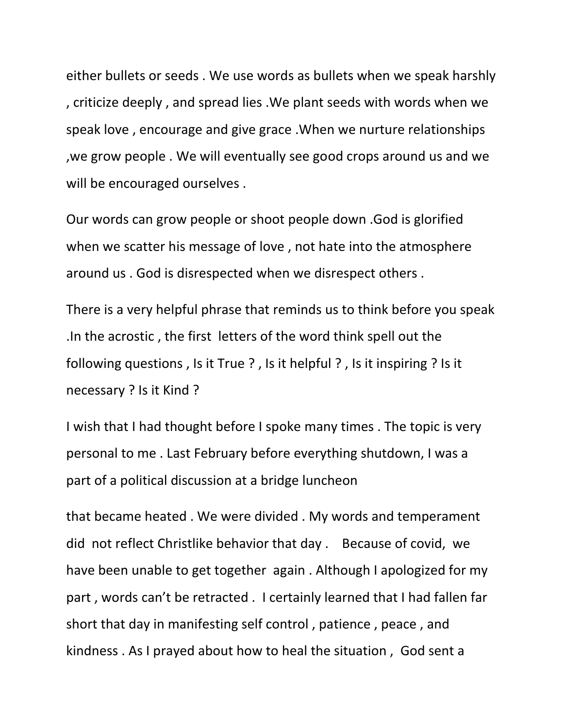either bullets or seeds . We use words as bullets when we speak harshly , criticize deeply , and spread lies .We plant seeds with words when we speak love , encourage and give grace .When we nurture relationships ,we grow people . We will eventually see good crops around us and we will be encouraged ourselves .

Our words can grow people or shoot people down .God is glorified when we scatter his message of love , not hate into the atmosphere around us . God is disrespected when we disrespect others .

There is a very helpful phrase that reminds us to think before you speak .In the acrostic , the first letters of the word think spell out the following questions , Is it True ? , Is it helpful ? , Is it inspiring ? Is it necessary ? Is it Kind ?

I wish that I had thought before I spoke many times . The topic is very personal to me . Last February before everything shutdown, I was a part of a political discussion at a bridge luncheon

that became heated . We were divided . My words and temperament did not reflect Christlike behavior that day . Because of covid, we have been unable to get together again . Although I apologized for my part , words can't be retracted . I certainly learned that I had fallen far short that day in manifesting self control , patience , peace , and kindness . As I prayed about how to heal the situation , God sent a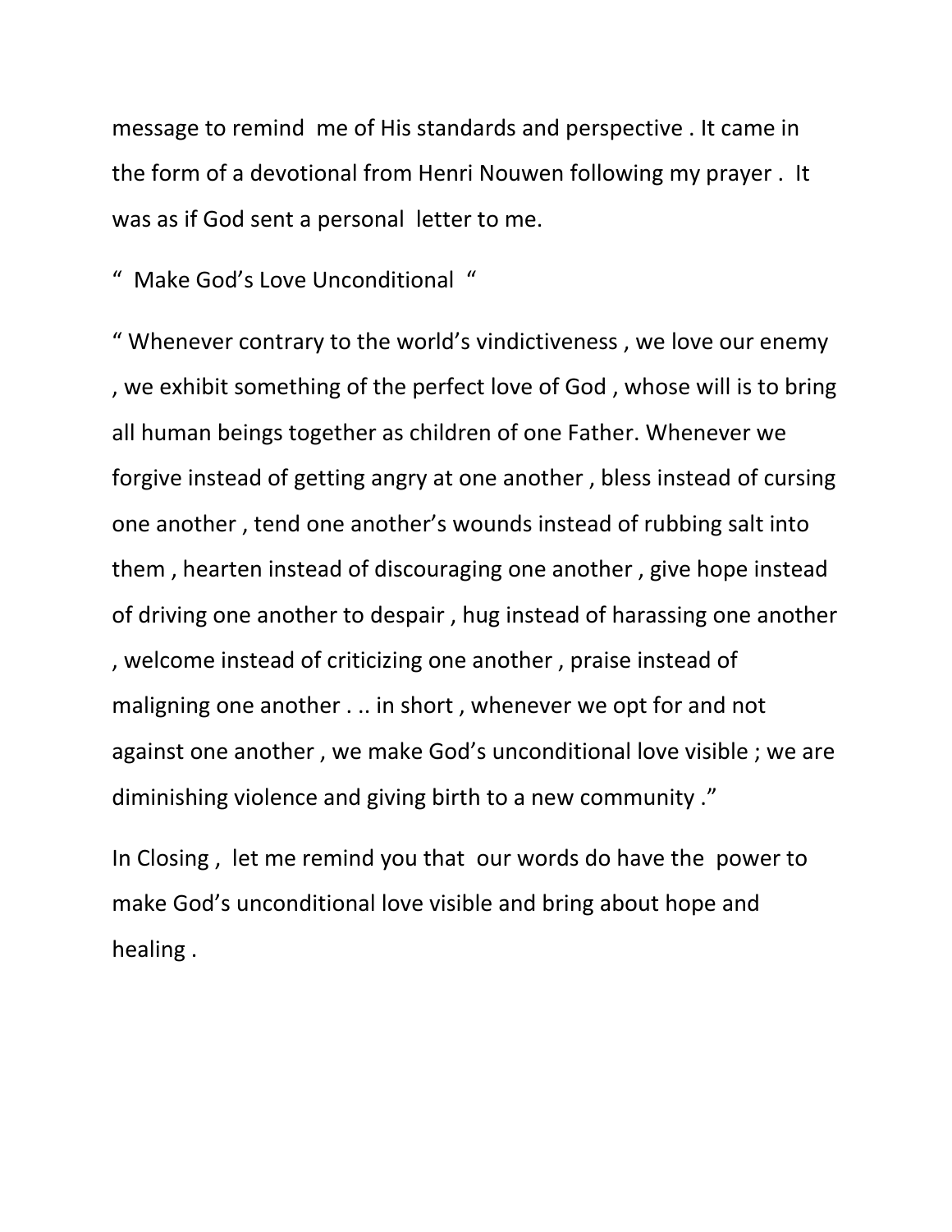message to remind me of His standards and perspective . It came in the form of a devotional from Henri Nouwen following my prayer . It was as if God sent a personal letter to me.

" Make God's Love Unconditional "

" Whenever contrary to the world's vindictiveness , we love our enemy , we exhibit something of the perfect love of God , whose will is to bring all human beings together as children of one Father. Whenever we forgive instead of getting angry at one another , bless instead of cursing one another , tend one another's wounds instead of rubbing salt into them , hearten instead of discouraging one another , give hope instead of driving one another to despair , hug instead of harassing one another , welcome instead of criticizing one another , praise instead of maligning one another . .. in short , whenever we opt for and not against one another , we make God's unconditional love visible ; we are diminishing violence and giving birth to a new community ."

In Closing , let me remind you that our words do have the power to make God's unconditional love visible and bring about hope and healing .